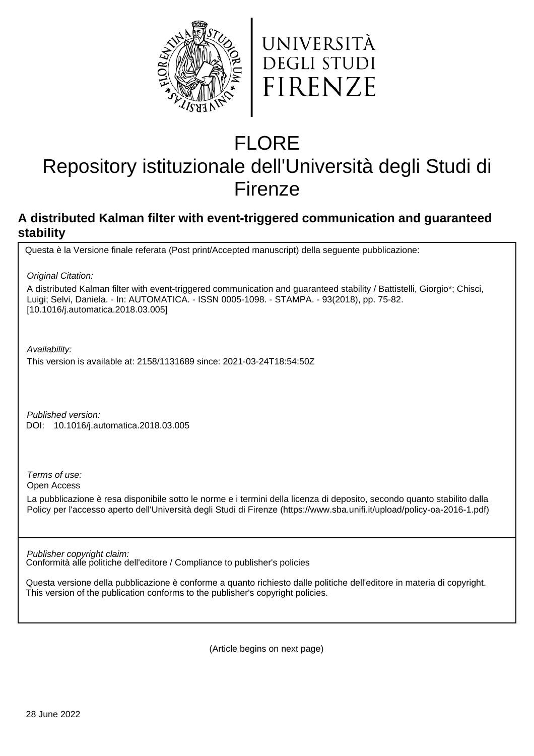UNIVERSITÀ DEGLI STUDI FIRENZE

# FLORE

# Repository istituzionale dell'Università degli Studi di Firenze

## A distributed Kalman filter with event-triggered communication and guaranteed stability

Questa è la Versione finale referata (Post print/Accepted manuscript) della seguente pubblicazione:

*Original Citation:*

A distributed Kalman filter with event-triggered communication and guaranteed stability / Battistelli, Giorgio*; Chisci, Luigi; Selvi, Daniela. - In: AUTOMATICA. - ISSN 0005-1098. - STAMPA. - 93(2018), pp. 75-82. [10.1016/j.automatica.2018.03.005]

*Availability:*

This version is available at: 2158/1131689 since: 2021-03-24T18:54:50Z

*Published version:*

DOI: 10.1016/j.automatica.2018.03.005

*Terms of use:*

Open Access

La pubblicazione è resa disponibile sotto le norme e i termini della licenza di deposito, secondo quanto stabilito dalla Policy per l'accesso aperto dell'Università degli Studi di Firenze (https://www.sba.unifi.it/upload/policy-oa-2016-1.pdf)

*Publisher copyright claim:*

Conformità alle politiche dell'editore / Compliance to publisher's policies

Questa versione della pubblicazione è conforme a quanto richiesto dalle politiche dell'editore in materia di copyright. This version of the publication conforms to the publisher's copyright policies.

(Article begins on next page)

28 June 2022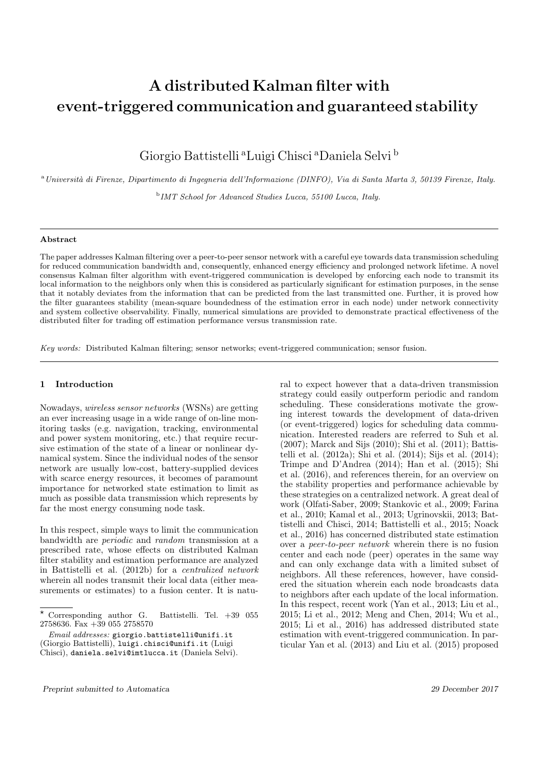# A distributed Kalman filter with event-triggered communication and guaranteed stability

Giorgio Battistelli [a] Luigi Chisci [a] Daniela Selvi [b]

[a] *Università di Firenze, Dipartimento di Ingegneria dell'Informazione (DINFO), Via di Santa Marta 3, 50139 Firenze, Italy.*

[b] *IMT School for Advanced Studies Lucca, 55100 Lucca, Italy.*

---

**Abstract**

The paper addresses Kalman filtering over a peer-to-peer sensor network with a careful eye towards data transmission scheduling for reduced communication bandwidth and, consequently, enhanced energy efficiency and prolonged network lifetime. A novel consensus Kalman filter algorithm with event-triggered communication is developed by enforcing each node to transmit its local information to the neighbors only when this is considered as particularly significant for estimation purposes, in the sense that it notably deviates from the information that can be predicted from the last transmitted one. Further, it is proved how the filter guarantees stability (mean-square boundedness of the estimation error in each node) under network connectivity and system collective observability. Finally, numerical simulations are provided to demonstrate practical effectiveness of the distributed filter for trading off estimation performance versus transmission rate.

*Key words:* Distributed Kalman filtering; sensor networks; event-triggered communication; sensor fusion.

---

## 1 Introduction

Nowadays, *wireless sensor networks* (WSNs) are getting an ever increasing usage in a wide range of on-line monitoring tasks (e.g. navigation, tracking, environmental and power system monitoring, etc.) that require recursive estimation of the state of a linear or nonlinear dynamical system. Since the individual nodes of the sensor network are usually low-cost, battery-supplied devices with scarce energy resources, it becomes of paramount importance for networked state estimation to limit as much as possible data transmission which represents by far the most energy consuming node task.

In this respect, simple ways to limit the communication bandwidth are *periodic* and *random* transmission at a prescribed rate, whose effects on distributed Kalman filter stability and estimation performance are analyzed in Battistelli et al. (2012b) for a *centralized network* wherein all nodes transmit their local data (either measurements or estimates) to a fusion center. It is natural to expect however that a data-driven transmission strategy could easily outperform periodic and random scheduling. These considerations motivate the growing interest towards the development of data-driven (or event-triggered) logics for scheduling data communication. Interested readers are referred to Suh et al. (2007); Marck and Sijs (2010); Shi et al. (2011); Battistelli et al. (2012a); Shi et al. (2014); Sijs et al. (2014); Trimpe and D'Andrea (2014); Han et al. (2015); Shi et al. (2016), and references therein, for an overview on the stability properties and performance achievable by these strategies on a centralized network. A great deal of work (Olfati-Saber, 2009; Stankovic et al., 2009; Farina et al., 2010; Kamal et al., 2013; Ugrinovskii, 2013; Battistelli and Chisci, 2014; Battistelli et al., 2015; Noack et al., 2016) has concerned distributed state estimation over a *peer-to-peer network* wherein there is no fusion center and each node (peer) operates in the same way and can only exchange data with a limited subset of neighbors. All these references, however, have considered the situation wherein each node broadcasts data to neighbors after each update of the local information. In this respect, recent work (Yan et al., 2013; Liu et al., 2015; Li et al., 2012; Meng and Chen, 2014; Wu et al., 2015; Li et al., 2016) has addressed distributed state estimation with event-triggered communication. In particular Yan et al. (2013) and Liu et al. (2015) proposed

---

⋆ Corresponding author G. Battistelli. Tel. +39 055 2758636. Fax +39 055 2758570

*Email addresses:* giorgio.battistelli@unifi.it (Giorgio Battistelli), luigi.chisci@unifi.it (Luigi Chisci), daniela.selvi@imtlucca.it (Daniela Selvi).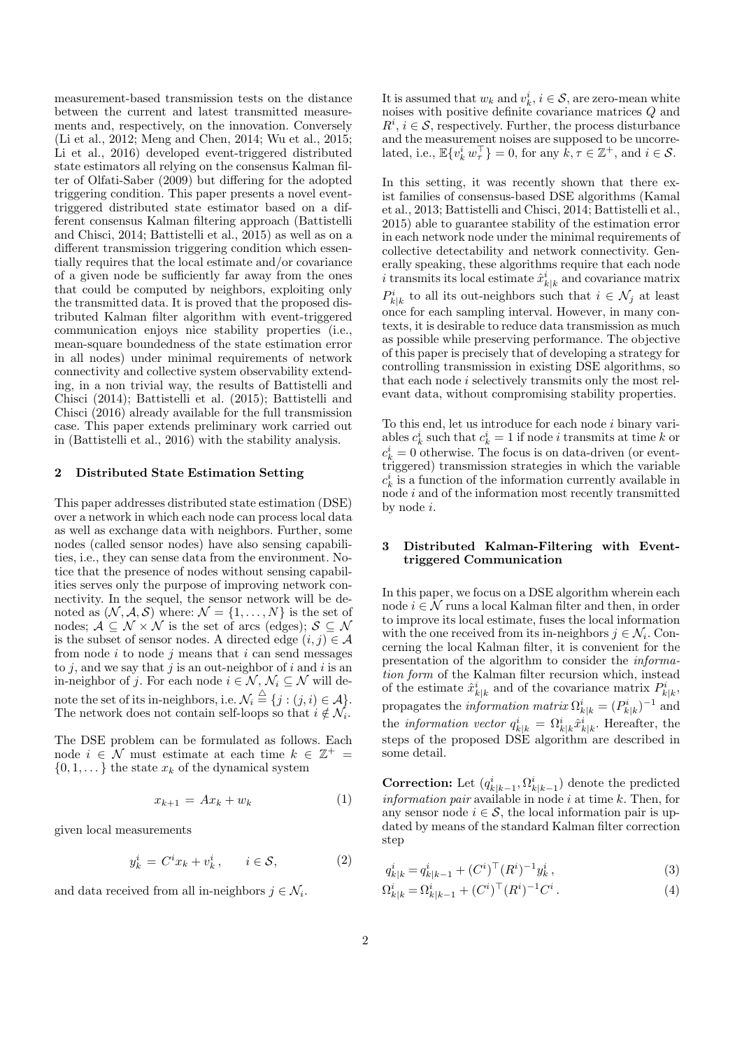measurement-based transmission tests on the distance between the current and latest transmitted measurements and, respectively, on the innovation. Conversely (Li et al., 2012; Meng and Chen, 2014; Wu et al., 2015; Li et al., 2016) developed event-triggered distributed state estimators all relying on the consensus Kalman filter of Olfati-Saber (2009) but differing for the adopted triggering condition. This paper presents a novel event-triggered distributed state estimator based on a different consensus Kalman filtering approach (Battistelli and Chisci, 2014; Battistelli et al., 2015) as well as on a different transmission triggering condition which essentially requires that the local estimate and/or covariance of a given node be sufficiently far away from the ones that could be computed by neighbors, exploiting only the transmitted data. It is proved that the proposed distributed Kalman filter algorithm with event-triggered communication enjoys nice stability properties (i.e., mean-square boundedness of the state estimation error in all nodes) under minimal requirements of network connectivity and collective system observability extending, in a non trivial way, the results of Battistelli and Chisci (2014); Battistelli et al. (2015); Battistelli and Chisci (2016) already available for the full transmission case. This paper extends preliminary work carried out in (Battistelli et al., 2016) with the stability analysis.

## 2 Distributed State Estimation Setting

This paper addresses distributed state estimation (DSE) over a network in which each node can process local data as well as exchange data with neighbors. Further, some nodes (called sensor nodes) have also sensing capabilities, i.e., they can sense data from the environment. Notice that the presence of nodes without sensing capabilities serves only the purpose of improving network connectivity. In the sequel, the sensor network will be denoted as $(\mathcal{N}, \mathcal{A}, \mathcal{S})$ where: $\mathcal{N} = \{1, \ldots, N\}$ is the set of nodes; $\mathcal{A} \subseteq \mathcal{N} \times \mathcal{N}$ is the set of arcs (edges); $\mathcal{S} \subseteq \mathcal{N}$ is the subset of sensor nodes. A directed edge $(i, j) \in \mathcal{A}$ from node $i$ to node $j$ means that $i$ can send messages to $j$, and we say that $j$ is an out-neighbor of $i$ and $i$ is an in-neighbor of $j$. For each node $i \in \mathcal{N}$, $\mathcal{N}_i \subseteq \mathcal{N}$ will denote the set of its in-neighbors, i.e. $\mathcal{N}_i \overset{\triangle}{=} \{j : (j, i) \in \mathcal{A}\}$. The network does not contain self-loops so that $i \notin \mathcal{N}_i$.

The DSE problem can be formulated as follows. Each node $i \in \mathcal{N}$ must estimate at each time $k \in \mathbb{Z}^+ = \{0, 1, \ldots\}$ the state $x_k$ of the dynamical system

$$x_{k+1} = Ax_k + w_k \tag{1}$$

given local measurements

$$y_k^i = C^i x_k + v_k^i \,, \qquad i \in \mathcal{S}, \tag{2}$$

and data received from all in-neighbors $j \in \mathcal{N}_i$.

It is assumed that $w_k$ and $v_k^i$, $i \in \mathcal{S}$, are zero-mean white noises with positive definite covariance matrices $Q$ and $R^i$, $i \in \mathcal{S}$, respectively. Further, the process disturbance and the measurement noises are supposed to be uncorrelated, i.e., $\mathbb{E}\{v_k^i \, w_\tau^\top\} = 0$, for any $k, \tau \in \mathbb{Z}^+$, and $i \in \mathcal{S}$.

In this setting, it was recently shown that there exist families of consensus-based DSE algorithms (Kamal et al., 2013; Battistelli and Chisci, 2014; Battistelli et al., 2015) able to guarantee stability of the estimation error in each network node under the minimal requirements of collective detectability and network connectivity. Generally speaking, these algorithms require that each node $i$ transmits its local estimate $\hat{x}^i_{k|k}$ and covariance matrix $P^i_{k|k}$ to all its out-neighbors such that $i \in \mathcal{N}_j$ at least once for each sampling interval. However, in many contexts, it is desirable to reduce data transmission as much as possible while preserving performance. The objective of this paper is precisely that of developing a strategy for controlling transmission in existing DSE algorithms, so that each node $i$ selectively transmits only the most relevant data, without compromising stability properties.

To this end, let us introduce for each node $i$ binary variables $c_k^i$ such that $c_k^i = 1$ if node $i$ transmits at time $k$ or $c_k^i = 0$ otherwise. The focus is on data-driven (or event-triggered) transmission strategies in which the variable $c_k^i$ is a function of the information currently available in node $i$ and of the information most recently transmitted by node $i$.

## 3 Distributed Kalman-Filtering with Event-triggered Communication

In this paper, we focus on a DSE algorithm wherein each node $i \in \mathcal{N}$ runs a local Kalman filter and then, in order to improve its local estimate, fuses the local information with the one received from its in-neighbors $j \in \mathcal{N}_i$. Concerning the local Kalman filter, it is convenient for the presentation of the algorithm to consider the *information form* of the Kalman filter recursion which, instead of the estimate $\hat{x}^i_{k|k}$ and of the covariance matrix $P^i_{k|k}$, propagates the *information matrix* $\Omega^i_{k|k} = (P^i_{k|k})^{-1}$ and the *information vector* $q^i_{k|k} = \Omega^i_{k|k}\hat{x}^i_{k|k}$. Hereafter, the steps of the proposed DSE algorithm are described in some detail.

**Correction:** Let $(q^i_{k|k-1}, \Omega^i_{k|k-1})$ denote the predicted *information pair* available in node $i$ at time $k$. Then, for any sensor node $i \in \mathcal{S}$, the local information pair is updated by means of the standard Kalman filter correction step

$$q^i_{k|k} = q^i_{k|k-1} + (C^i)^\top (R^i)^{-1} y^i_k \,, \tag{3}$$

$$\Omega^i_{k|k} = \Omega^i_{k|k-1} + (C^i)^\top (R^i)^{-1} C^i \,. \tag{4}$$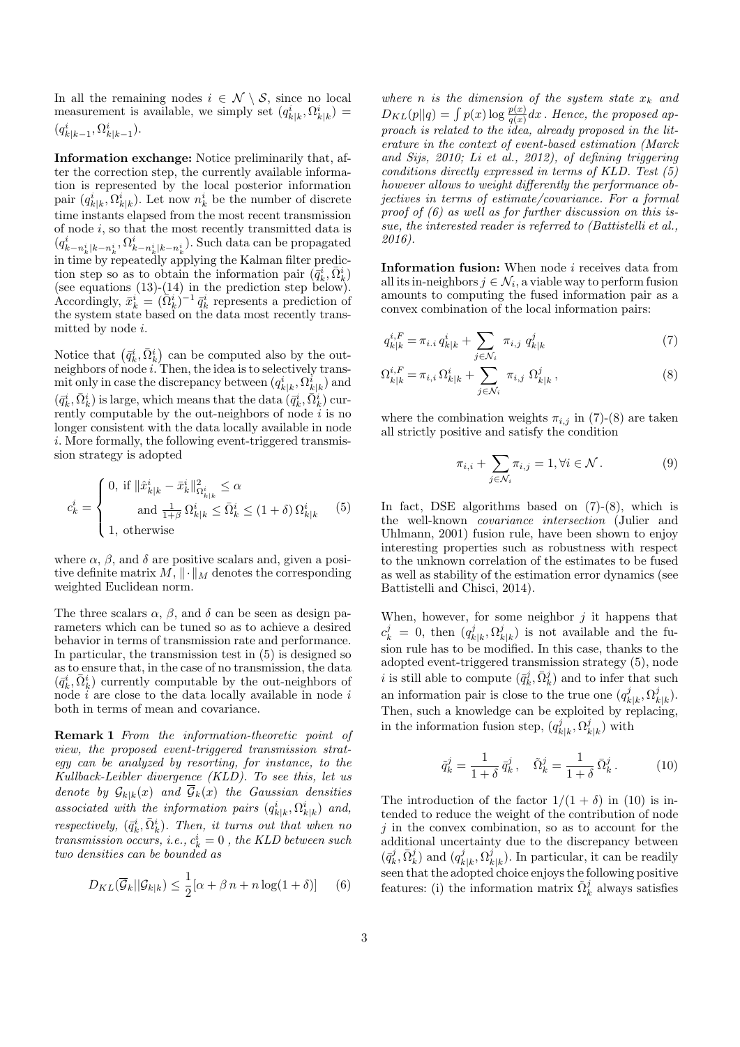In all the remaining nodes $i \in \mathcal{N} \setminus \mathcal{S}$, since no local measurement is available, we simply set $(q^i_{k|k}, \Omega^i_{k|k}) = (q^i_{k|k-1}, \Omega^i_{k|k-1})$.

**Information exchange:** Notice preliminarily that, after the correction step, the currently available information is represented by the local posterior information pair $(q^i_{k|k}, \Omega^i_{k|k})$. Let now $n^i_k$ be the number of discrete time instants elapsed from the most recent transmission of node $i$, so that the most recently transmitted data is $(q^i_{k-n^i_k|k-n^i_k}, \Omega^i_{k-n^i_k|k-n^i_k})$. Such data can be propagated in time by repeatedly applying the Kalman filter prediction step so as to obtain the information pair $(\bar{q}^i_k, \bar{\Omega}^i_k)$ (see equations (13)-(14) in the prediction step below). Accordingly, $\bar{x}^i_k = (\bar{\Omega}^i_k)^{-1} \bar{q}^i_k$ represents a prediction of the system state based on the data most recently transmitted by node $i$.

Notice that $(\bar{q}^i_k, \bar{\Omega}^i_k)$ can be computed also by the out-neighbors of node $i$. Then, the idea is to selectively transmit only in case the discrepancy between $(q^i_{k|k}, \Omega^i_{k|k})$ and $(\bar{q}^i_k, \bar{\Omega}^i_k)$ is large, which means that the data $(\bar{q}^i_k, \bar{\Omega}^i_k)$ currently computable by the out-neighbors of node $i$ is no longer consistent with the data locally available in node $i$. More formally, the following event-triggered transmission strategy is adopted

$$c^i_k = \begin{cases} 0, \text{ if } \|\hat{x}^i_{k|k} - \bar{x}^i_k\|^2_{\Omega^i_{k|k}} \leq \alpha \\ \quad \text{and } \frac{1}{1+\beta}\, \Omega^i_{k|k} \leq \bar{\Omega}^i_k \leq (1+\delta)\, \Omega^i_{k|k} \\ 1, \text{ otherwise} \end{cases} \tag{5}$$

where $\alpha$, $\beta$, and $\delta$ are positive scalars and, given a positive definite matrix $M$, $\|\cdot\|_M$ denotes the corresponding weighted Euclidean norm.

The three scalars $\alpha$, $\beta$, and $\delta$ can be seen as design parameters which can be tuned so as to achieve a desired behavior in terms of transmission rate and performance. In particular, the transmission test in (5) is designed so as to ensure that, in the case of no transmission, the data $(\bar{q}^i_k, \bar{\Omega}^i_k)$ currently computable by the out-neighbors of node $i$ are close to the data locally available in node $i$ both in terms of mean and covariance.

**Remark 1** *From the information-theoretic point of view, the proposed event-triggered transmission strategy can be analyzed by resorting, for instance, to the Kullback-Leibler divergence (KLD). To see this, let us denote by $\mathcal{G}_{k|k}(x)$ and $\overline{\mathcal{G}}_k(x)$ the Gaussian densities associated with the information pairs $(q^i_{k|k}, \Omega^i_{k|k})$ and, respectively, $(\bar{q}^i_k, \bar{\Omega}^i_k)$. Then, it turns out that when no transmission occurs, i.e., $c^i_k = 0$ , the KLD between such two densities can be bounded as*

$$D_{KL}(\overline{\mathcal{G}}_k || \mathcal{G}_{k|k}) \leq \frac{1}{2}[\alpha + \beta\, n + n \log(1+\delta)] \tag{6}$$

*where $n$ is the dimension of the system state $x_k$ and $D_{KL}(p||q) = \int p(x) \log \frac{p(x)}{q(x)} dx$ . Hence, the proposed approach is related to the idea, already proposed in the literature in the context of event-based estimation (Marck and Sijs, 2010; Li et al., 2012), of defining triggering conditions directly expressed in terms of KLD. Test (5) however allows to weight differently the performance objectives in terms of estimate/covariance. For a formal proof of (6) as well as for further discussion on this issue, the interested reader is referred to (Battistelli et al., 2016).*

**Information fusion:** When node $i$ receives data from all its in-neighbors $j \in \mathcal{N}_i$, a viable way to perform fusion amounts to computing the fused information pair as a convex combination of the local information pairs:

$$q^{i,F}_{k|k} = \pi_{i,i}\, q^i_{k|k} + \sum_{j \in \mathcal{N}_i} \pi_{i,j}\; q^j_{k|k} \tag{7}$$

$$\Omega^{i,F}_{k|k} = \pi_{i,i}\, \Omega^i_{k|k} + \sum_{j \in \mathcal{N}_i} \pi_{i,j}\; \Omega^j_{k|k}\,, \tag{8}$$

where the combination weights $\pi_{i,j}$ in (7)-(8) are taken all strictly positive and satisfy the condition

$$\pi_{i,i} + \sum_{j \in \mathcal{N}_i} \pi_{i,j} = 1, \forall i \in \mathcal{N}\,. \tag{9}$$

In fact, DSE algorithms based on (7)-(8), which is the well-known *covariance intersection* (Julier and Uhlmann, 2001) fusion rule, have been shown to enjoy interesting properties such as robustness with respect to the unknown correlation of the estimates to be fused as well as stability of the estimation error dynamics (see Battistelli and Chisci, 2014).

When, however, for some neighbor $j$ it happens that $c^j_k = 0$, then $(q^j_{k|k}, \Omega^j_{k|k})$ is not available and the fusion rule has to be modified. In this case, thanks to the adopted event-triggered transmission strategy (5), node $i$ is still able to compute $(\bar{q}^j_k, \bar{\Omega}^j_k)$ and to infer that such an information pair is close to the true one $(q^j_{k|k}, \Omega^j_{k|k})$. Then, such a knowledge can be exploited by replacing, in the information fusion step, $(q^j_{k|k}, \Omega^j_{k|k})$ with

$$\tilde{q}^j_k = \frac{1}{1+\delta}\, \bar{q}^j_k\,, \quad \tilde{\Omega}^j_k = \frac{1}{1+\delta}\, \bar{\Omega}^j_k\,. \tag{10}$$

The introduction of the factor $1/(1+\delta)$ in (10) is intended to reduce the weight of the contribution of node $j$ in the convex combination, so as to account for the additional uncertainty due to the discrepancy between $(\bar{q}^j_k, \bar{\Omega}^j_k)$ and $(q^j_{k|k}, \Omega^j_{k|k})$. In particular, it can be readily seen that the adopted choice enjoys the following positive features: (i) the information matrix $\tilde{\Omega}^j_k$ always satisfies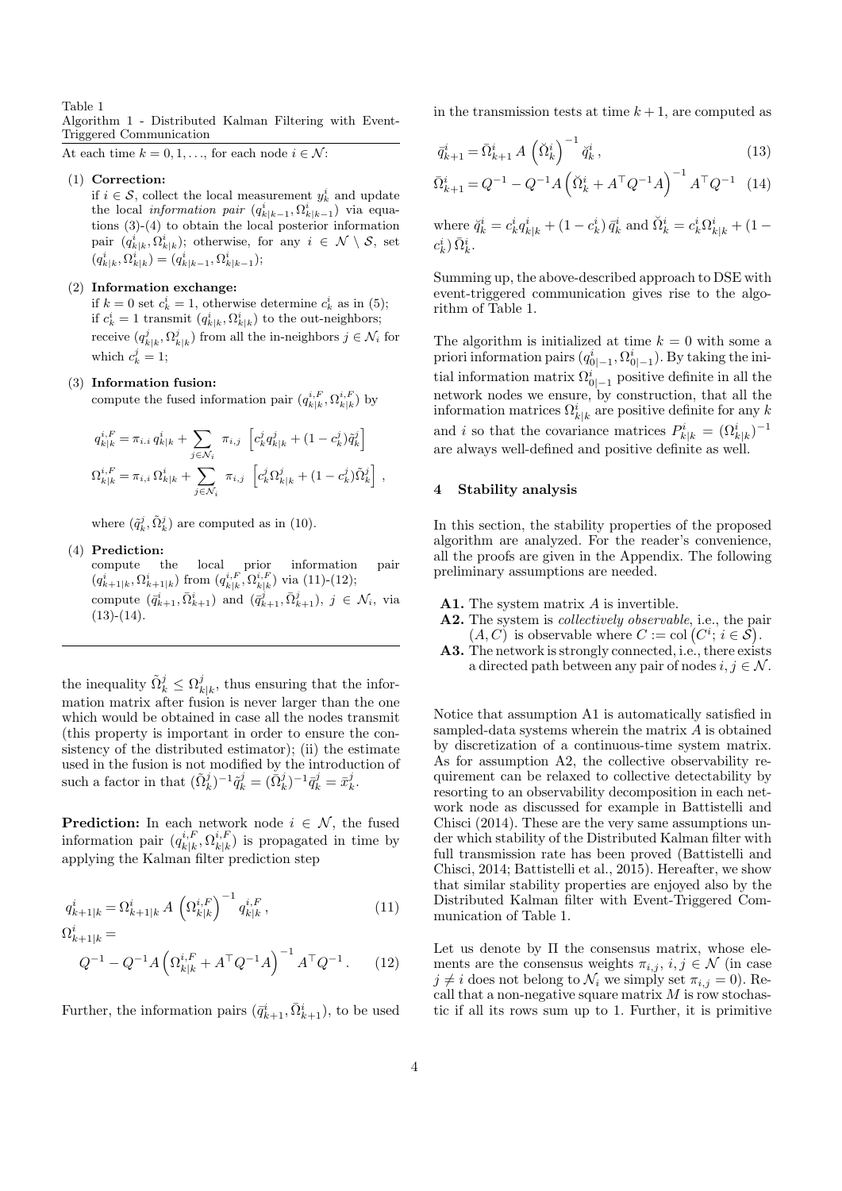Table 1
Algorithm 1 - Distributed Kalman Filtering with Event-Triggered Communication

At each time $k = 0, 1, \ldots$, for each node $i \in \mathcal{N}$:

(1) **Correction:**
if $i \in \mathcal{S}$, collect the local measurement $y_k^i$ and update the local *information pair* $(q_{k|k-1}^i, \Omega_{k|k-1}^i)$ via equations (3)-(4) to obtain the local posterior information pair $(q_{k|k}^i, \Omega_{k|k}^i)$; otherwise, for any $i \in \mathcal{N} \setminus \mathcal{S}$, set $(q_{k|k}^i, \Omega_{k|k}^i) = (q_{k|k-1}^i, \Omega_{k|k-1}^i)$;

(2) **Information exchange:**
if $k = 0$ set $c_k^i = 1$, otherwise determine $c_k^i$ as in (5);
if $c_k^i = 1$ transmit $(q_{k|k}^i, \Omega_{k|k}^i)$ to the out-neighbors;
receive $(q_{k|k}^j, \Omega_{k|k}^j)$ from all the in-neighbors $j \in \mathcal{N}_i$ for which $c_k^j = 1$;

(3) **Information fusion:**
compute the fused information pair $(q_{k|k}^{i,F}, \Omega_{k|k}^{i,F})$ by

$$q_{k|k}^{i,F} = \pi_{i.i}\, q_{k|k}^i + \sum_{j \in \mathcal{N}_i} \pi_{i,j} \left[ c_k^j q_{k|k}^j + (1 - c_k^j) \tilde{q}_k^j \right]$$

$$\Omega_{k|k}^{i,F} = \pi_{i,i}\, \Omega_{k|k}^i + \sum_{j \in \mathcal{N}_i} \pi_{i,j} \left[ c_k^j \Omega_{k|k}^j + (1 - c_k^j) \tilde{\Omega}_k^j \right],$$

where $(\tilde{q}_k^j, \tilde{\Omega}_k^j)$ are computed as in (10).

(4) **Prediction:**
compute the local prior information pair $(q_{k+1|k}^i, \Omega_{k+1|k}^i)$ from $(q_{k|k}^{i,F}, \Omega_{k|k}^{i,F})$ via (11)-(12);
compute $(\bar{q}_{k+1}^i, \bar{\Omega}_{k+1}^i)$ and $(\bar{q}_{k+1}^j, \bar{\Omega}_{k+1}^j)$, $j \in \mathcal{N}_i$, via (13)-(14).

the inequality $\tilde{\Omega}_k^j \leq \Omega_{k|k}^j$, thus ensuring that the information matrix after fusion is never larger than the one which would be obtained in case all the nodes transmit (this property is important in order to ensure the consistency of the distributed estimator); (ii) the estimate used in the fusion is not modified by the introduction of such a factor in that $(\tilde{\Omega}_k^j)^{-1} \tilde{q}_k^j = (\bar{\Omega}_k^j)^{-1} \bar{q}_k^j = \bar{x}_k^j$.

**Prediction:** In each network node $i \in \mathcal{N}$, the fused information pair $(q_{k|k}^{i,F}, \Omega_{k|k}^{i,F})$ is propagated in time by applying the Kalman filter prediction step

$$q_{k+1|k}^i = \Omega_{k+1|k}^i\, A \left( \Omega_{k|k}^{i,F} \right)^{-1} q_{k|k}^{i,F}, \tag{11}$$

$$\Omega_{k+1|k}^i = Q^{-1} - Q^{-1} A \left( \Omega_{k|k}^{i,F} + A^\top Q^{-1} A \right)^{-1} A^\top Q^{-1}. \tag{12}$$

Further, the information pairs $(\bar{q}_{k+1}^i, \bar{\Omega}_{k+1}^i)$, to be used in the transmission tests at time $k+1$, are computed as

$$\bar{q}_{k+1}^i = \bar{\Omega}_{k+1}^i\, A \left( \breve{\Omega}_k^i \right)^{-1} \breve{q}_k^i, \tag{13}$$

$$\bar{\Omega}_{k+1}^i = Q^{-1} - Q^{-1} A \left( \breve{\Omega}_k^i + A^\top Q^{-1} A \right)^{-1} A^\top Q^{-1} \tag{14}$$

where $\breve{q}_k^i = c_k^i q_{k|k}^i + (1 - c_k^i)\, \bar{q}_k^i$ and $\breve{\Omega}_k^i = c_k^i \Omega_{k|k}^i + (1 - c_k^i)\, \bar{\Omega}_k^i$.

Summing up, the above-described approach to DSE with event-triggered communication gives rise to the algorithm of Table 1.

The algorithm is initialized at time $k = 0$ with some a priori information pairs $(q_{0|-1}^i, \Omega_{0|-1}^i)$. By taking the initial information matrix $\Omega_{0|-1}^i$ positive definite in all the network nodes we ensure, by construction, that all the information matrices $\Omega_{k|k}^i$ are positive definite for any $k$ and $i$ so that the covariance matrices $P_{k|k}^i = (\Omega_{k|k}^i)^{-1}$ are always well-defined and positive definite as well.

## 4 Stability analysis

In this section, the stability properties of the proposed algorithm are analyzed. For the reader's convenience, all the proofs are given in the Appendix. The following preliminary assumptions are needed.

- **A1.** The system matrix $A$ is invertible.
- **A2.** The system is *collectively observable*, i.e., the pair $(A, C)$ is observable where $C := \mathrm{col}\left(C^i;\, i \in \mathcal{S}\right)$.
- **A3.** The network is strongly connected, i.e., there exists a directed path between any pair of nodes $i, j \in \mathcal{N}$.

Notice that assumption A1 is automatically satisfied in sampled-data systems wherein the matrix $A$ is obtained by discretization of a continuous-time system matrix. As for assumption A2, the collective observability requirement can be relaxed to collective detectability by resorting to an observability decomposition in each network node as discussed for example in Battistelli and Chisci (2014). These are the very same assumptions under which stability of the Distributed Kalman filter with full transmission rate has been proved (Battistelli and Chisci, 2014; Battistelli et al., 2015). Hereafter, we show that similar stability properties are enjoyed also by the Distributed Kalman filter with Event-Triggered Communication of Table 1.

Let us denote by $\Pi$ the consensus matrix, whose elements are the consensus weights $\pi_{i,j}$, $i, j \in \mathcal{N}$ (in case $j \neq i$ does not belong to $\mathcal{N}_i$ we simply set $\pi_{i,j} = 0$). Recall that a non-negative square matrix $M$ is row stochastic if all its rows sum up to 1. Further, it is primitive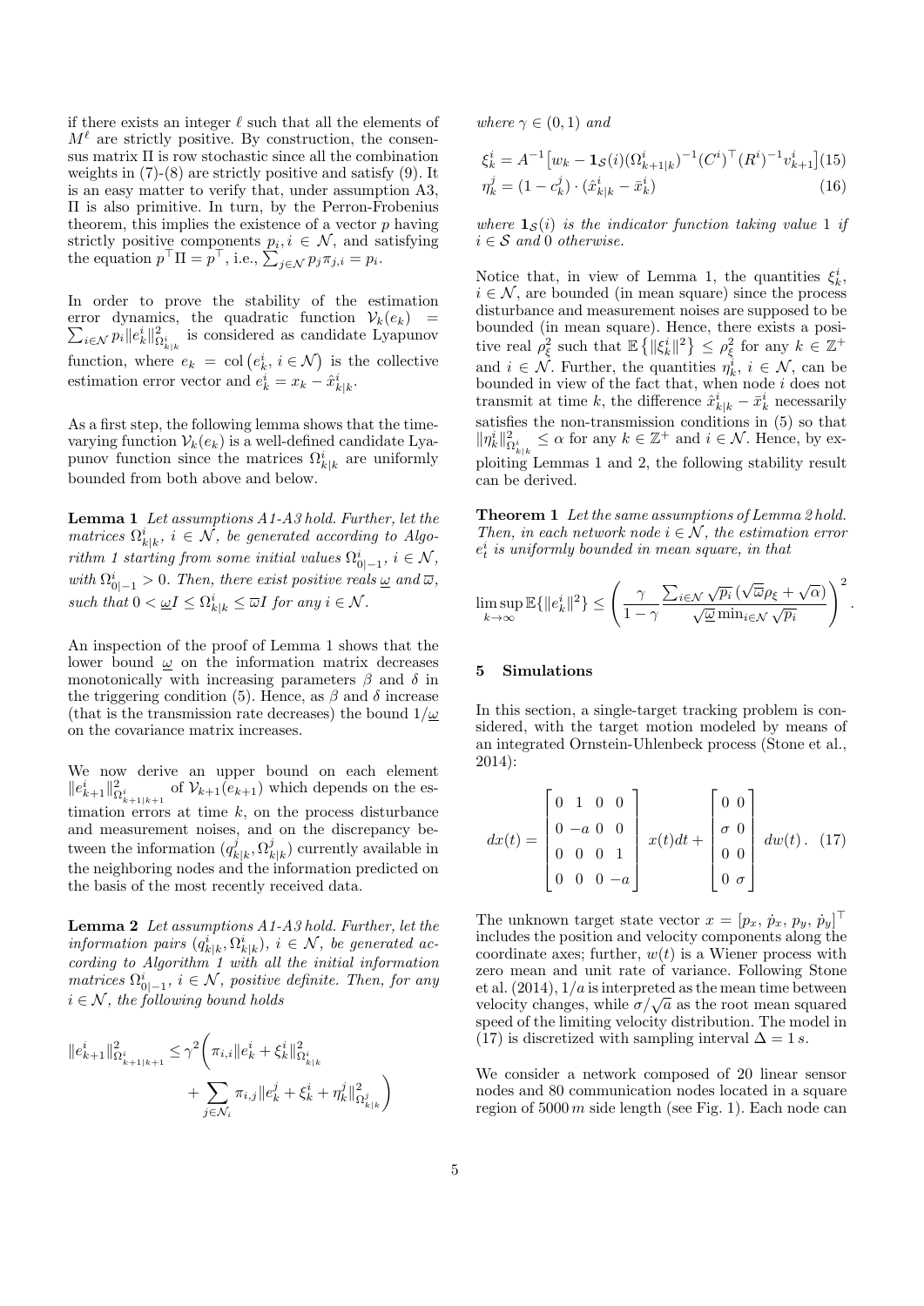if there exists an integer $\ell$ such that all the elements of $M^\ell$ are strictly positive. By construction, the consensus matrix $\Pi$ is row stochastic since all the combination weights in (7)-(8) are strictly positive and satisfy (9). It is an easy matter to verify that, under assumption A3, $\Pi$ is also primitive. In turn, by the Perron-Frobenius theorem, this implies the existence of a vector $p$ having strictly positive components $p_i, i \in \mathcal{N}$, and satisfying the equation $p^\top \Pi = p^\top$, i.e., $\sum_{j\in\mathcal{N}} p_j \pi_{j,i} = p_i$.

In order to prove the stability of the estimation error dynamics, the quadratic function $\mathcal{V}_k(e_k) = \sum_{i\in\mathcal{N}} p_i \|e_k^i\|^2_{\Omega^i_{k|k}}$ is considered as candidate Lyapunov function, where $e_k = \mathrm{col}\left(e_k^i, i \in \mathcal{N}\right)$ is the collective estimation error vector and $e_k^i = x_k - \hat{x}^i_{k|k}$.

As a first step, the following lemma shows that the time-varying function $\mathcal{V}_k(e_k)$ is a well-defined candidate Lyapunov function since the matrices $\Omega^i_{k|k}$ are uniformly bounded from both above and below.

**Lemma 1** *Let assumptions A1-A3 hold. Further, let the matrices $\Omega^i_{k|k}$, $i \in \mathcal{N}$, be generated according to Algorithm 1 starting from some initial values $\Omega^i_{0|-1}$, $i \in \mathcal{N}$, with $\Omega^i_{0|-1} > 0$. Then, there exist positive reals $\underline{\omega}$ and $\overline{\omega}$, such that $0 < \underline{\omega} I \leq \Omega^i_{k|k} \leq \overline{\omega} I$ for any $i \in \mathcal{N}$.*

An inspection of the proof of Lemma 1 shows that the lower bound $\underline{\omega}$ on the information matrix decreases monotonically with increasing parameters $\beta$ and $\delta$ in the triggering condition (5). Hence, as $\beta$ and $\delta$ increase (that is the transmission rate decreases) the bound $1/\underline{\omega}$ on the covariance matrix increases.

We now derive an upper bound on each element $\|e^i_{k+1}\|^2_{\Omega^i_{k+1|k+1}}$ of $\mathcal{V}_{k+1}(e_{k+1})$ which depends on the estimation errors at time $k$, on the process disturbance and measurement noises, and on the discrepancy between the information $(q^j_{k|k}, \Omega^j_{k|k})$ currently available in the neighboring nodes and the information predicted on the basis of the most recently received data.

**Lemma 2** *Let assumptions A1-A3 hold. Further, let the information pairs $(q^i_{k|k}, \Omega^i_{k|k})$, $i \in \mathcal{N}$, be generated according to Algorithm 1 with all the initial information matrices $\Omega^i_{0|-1}$, $i \in \mathcal{N}$, positive definite. Then, for any $i \in \mathcal{N}$, the following bound holds*

$$\|e^i_{k+1}\|^2_{\Omega^i_{k+1|k+1}} \leq \gamma^2 \Bigg( \pi_{i,i} \|e^i_k + \xi^i_k\|^2_{\Omega^i_{k|k}} + \sum_{j\in\mathcal{N}_i} \pi_{i,j} \|e^j_k + \xi^i_k + \eta^j_k\|^2_{\Omega^j_{k|k}} \Bigg)$$

*where $\gamma \in (0,1)$ and*

$$\xi^i_k = A^{-1}\big[w_k - \mathbf{1}_{\mathcal{S}}(i) (\Omega^i_{k+1|k})^{-1} (C^i)^\top (R^i)^{-1} v^i_{k+1}\big] \quad (15)$$

$$\eta^j_k = (1 - c^j_k) \cdot (\hat{x}^i_{k|k} - \bar{x}^i_k) \quad (16)$$

*where $\mathbf{1}_{\mathcal{S}}(i)$ is the indicator function taking value 1 if $i \in \mathcal{S}$ and 0 otherwise.*

Notice that, in view of Lemma 1, the quantities $\xi^i_k$, $i \in \mathcal{N}$, are bounded (in mean square) since the process disturbance and measurement noises are supposed to be bounded (in mean square). Hence, there exists a positive real $\rho^2_\xi$ such that $\mathbb{E}\left\{\|\xi^i_k\|^2\right\} \leq \rho^2_\xi$ for any $k \in \mathbb{Z}^+$ and $i \in \mathcal{N}$. Further, the quantities $\eta^i_k$, $i \in \mathcal{N}$, can be bounded in view of the fact that, when node $i$ does not transmit at time $k$, the difference $\hat{x}^i_{k|k} - \bar{x}^i_k$ necessarily satisfies the non-transmission conditions in (5) so that $\|\eta^i_k\|^2_{\Omega^i_{k|k}} \leq \alpha$ for any $k \in \mathbb{Z}^+$ and $i \in \mathcal{N}$. Hence, by exploiting Lemmas 1 and 2, the following stability result can be derived.

**Theorem 1** *Let the same assumptions of Lemma 2 hold. Then, in each network node $i \in \mathcal{N}$, the estimation error $e^i_t$ is uniformly bounded in mean square, in that*

$$\limsup_{k\to\infty} \mathbb{E}\{\|e^i_k\|^2\} \leq \left( \frac{\gamma}{1-\gamma} \frac{\sum_{i\in\mathcal{N}} \sqrt{p_i}\,(\sqrt{\overline{\omega}}\rho_\xi + \sqrt{\alpha})}{\sqrt{\underline{\omega}}\min_{i\in\mathcal{N}}\sqrt{p_i}} \right)^2 .$$

## 5 Simulations

In this section, a single-target tracking problem is considered, with the target motion modeled by means of an integrated Ornstein-Uhlenbeck process (Stone et al., 2014):

$$dx(t) = \begin{bmatrix} 0 & 1 & 0 & 0 \\ 0 & -a & 0 & 0 \\ 0 & 0 & 0 & 1 \\ 0 & 0 & 0 & -a \end{bmatrix} x(t)dt + \begin{bmatrix} 0 & 0 \\ \sigma & 0 \\ 0 & 0 \\ 0 & \sigma \end{bmatrix} dw(t) . \quad (17)$$

The unknown target state vector $x = [p_x,\, \dot{p}_x,\, p_y,\, \dot{p}_y]^\top$ includes the position and velocity components along the coordinate axes; further, $w(t)$ is a Wiener process with zero mean and unit rate of variance. Following Stone et al. (2014), $1/a$ is interpreted as the mean time between velocity changes, while $\sigma/\sqrt{a}$ as the root mean squared speed of the limiting velocity distribution. The model in (17) is discretized with sampling interval $\Delta = 1\,s$.

We consider a network composed of 20 linear sensor nodes and 80 communication nodes located in a square region of $5000\,m$ side length (see Fig. 1). Each node can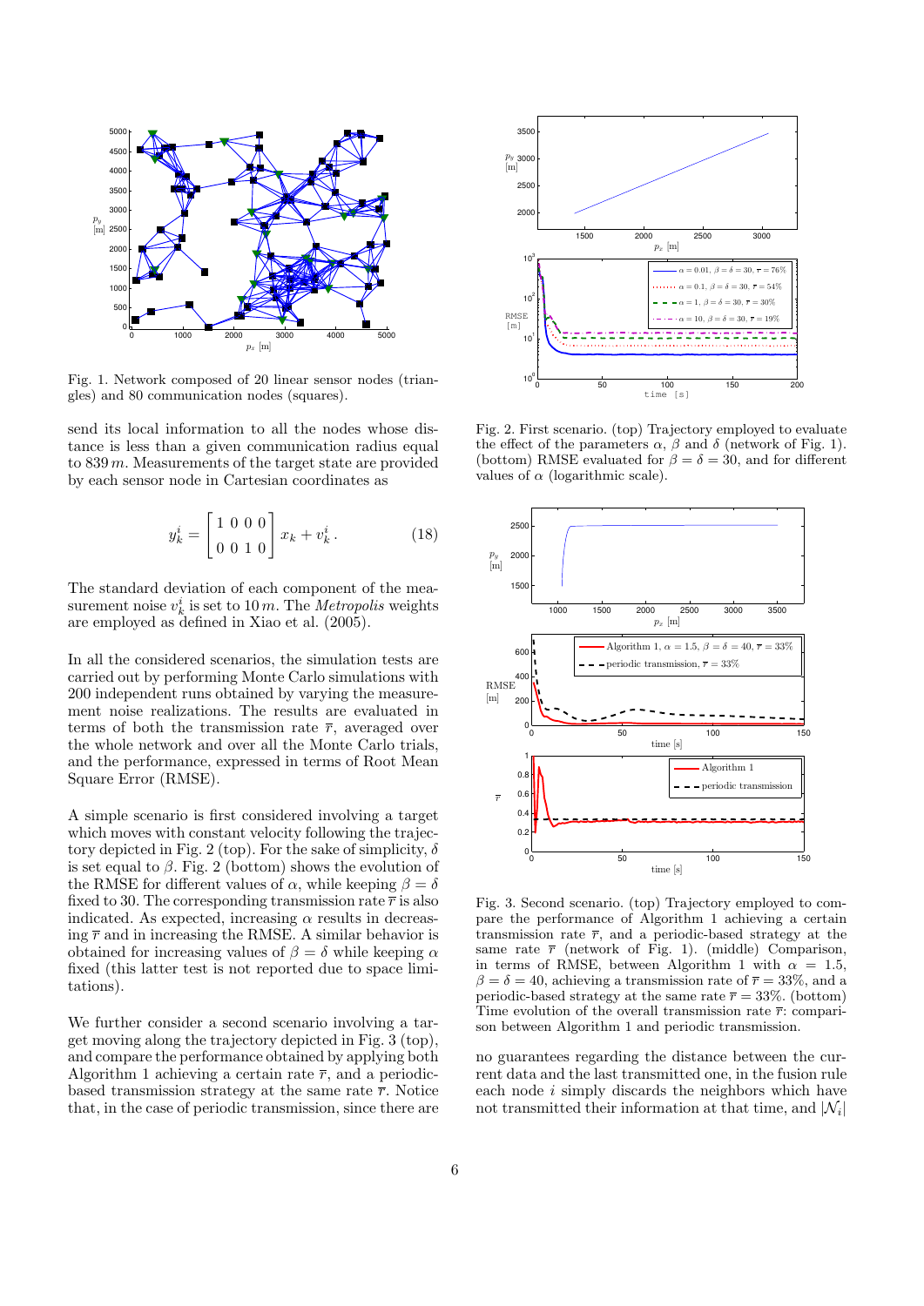Fig. 1. Network composed of 20 linear sensor nodes (triangles) and 80 communication nodes (squares).

send its local information to all the nodes whose distance is less than a given communication radius equal to $839\,m$. Measurements of the target state are provided by each sensor node in Cartesian coordinates as

$$y_k^i = \begin{bmatrix} 1 & 0 & 0 & 0 \\ 0 & 0 & 1 & 0 \end{bmatrix} x_k + v_k^i \,. \tag{18}$$

The standard deviation of each component of the measurement noise $v_k^i$ is set to $10\,m$. The *Metropolis* weights are employed as defined in Xiao et al. (2005).

In all the considered scenarios, the simulation tests are carried out by performing Monte Carlo simulations with 200 independent runs obtained by varying the measurement noise realizations. The results are evaluated in terms of both the transmission rate $\overline{r}$, averaged over the whole network and over all the Monte Carlo trials, and the performance, expressed in terms of Root Mean Square Error (RMSE).

A simple scenario is first considered involving a target which moves with constant velocity following the trajectory depicted in Fig. 2 (top). For the sake of simplicity, $\delta$ is set equal to $\beta$. Fig. 2 (bottom) shows the evolution of the RMSE for different values of $\alpha$, while keeping $\beta = \delta$ fixed to 30. The corresponding transmission rate $\overline{r}$ is also indicated. As expected, increasing $\alpha$ results in decreasing $\overline{r}$ and in increasing the RMSE. A similar behavior is obtained for increasing values of $\beta = \delta$ while keeping $\alpha$ fixed (this latter test is not reported due to space limitations).

We further consider a second scenario involving a target moving along the trajectory depicted in Fig. 3 (top), and compare the performance obtained by applying both Algorithm 1 achieving a certain rate $\overline{r}$, and a periodic-based transmission strategy at the same rate $\overline{r}$. Notice that, in the case of periodic transmission, since there are

Fig. 2. First scenario. (top) Trajectory employed to evaluate the effect of the parameters $\alpha$, $\beta$ and $\delta$ (network of Fig. 1). (bottom) RMSE evaluated for $\beta = \delta = 30$, and for different values of $\alpha$ (logarithmic scale).

Fig. 3. Second scenario. (top) Trajectory employed to compare the performance of Algorithm 1 achieving a certain transmission rate $\overline{r}$, and a periodic-based strategy at the same rate $\overline{r}$ (network of Fig. 1). (middle) Comparison, in terms of RMSE, between Algorithm 1 with $\alpha = 1.5$, $\beta = \delta = 40$, achieving a transmission rate of $\overline{r} = 33\%$, and a periodic-based strategy at the same rate $\overline{r} = 33\%$. (bottom) Time evolution of the overall transmission rate $\overline{r}$: comparison between Algorithm 1 and periodic transmission.

no guarantees regarding the distance between the current data and the last transmitted one, in the fusion rule each node $i$ simply discards the neighbors which have not transmitted their information at that time, and $|\mathcal{N}_i|$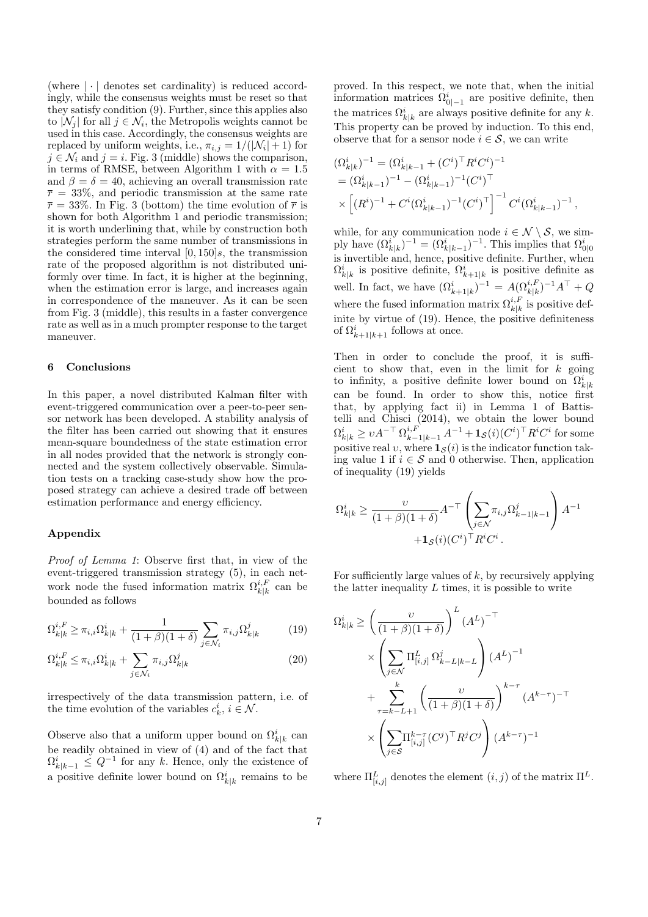(where $|\cdot|$ denotes set cardinality) is reduced accordingly, while the consensus weights must be reset so that they satisfy condition (9). Further, since this applies also to $|\mathcal{N}_j|$ for all $j \in \mathcal{N}_i$, the Metropolis weights cannot be used in this case. Accordingly, the consensus weights are replaced by uniform weights, i.e., $\pi_{i,j} = 1/(|\mathcal{N}_i|+1)$ for $j \in \mathcal{N}_i$ and $j = i$. Fig. 3 (middle) shows the comparison, in terms of RMSE, between Algorithm 1 with $\alpha = 1.5$ and $\beta = \delta = 40$, achieving an overall transmission rate $\overline{r} = 33\%$, and periodic transmission at the same rate $\overline{r} = 33\%$. In Fig. 3 (bottom) the time evolution of $\overline{r}$ is shown for both Algorithm 1 and periodic transmission; it is worth underlining that, while by construction both strategies perform the same number of transmissions in the considered time interval $[0, 150]s$, the transmission rate of the proposed algorithm is not distributed uniformly over time. In fact, it is higher at the beginning, when the estimation error is large, and increases again in correspondence of the maneuver. As it can be seen from Fig. 3 (middle), this results in a faster convergence rate as well as in a much prompter response to the target maneuver.

## 6 Conclusions

In this paper, a novel distributed Kalman filter with event-triggered communication over a peer-to-peer sensor network has been developed. A stability analysis of the filter has been carried out showing that it ensures mean-square boundedness of the state estimation error in all nodes provided that the network is strongly connected and the system collectively observable. Simulation tests on a tracking case-study show how the proposed strategy can achieve a desired trade off between estimation performance and energy efficiency.

## Appendix

*Proof of Lemma 1*: Observe first that, in view of the event-triggered transmission strategy (5), in each network node the fused information matrix $\Omega^{i,F}_{k|k}$ can be bounded as follows

$$\Omega^{i,F}_{k|k} \geq \pi_{i,i}\Omega^i_{k|k} + \frac{1}{(1+\beta)(1+\delta)} \sum_{j\in\mathcal{N}_i} \pi_{i,j}\Omega^j_{k|k} \qquad (19)$$

$$\Omega^{i,F}_{k|k} \leq \pi_{i,i}\Omega^i_{k|k} + \sum_{j\in\mathcal{N}_i} \pi_{i,j}\Omega^j_{k|k} \qquad (20)$$

irrespectively of the data transmission pattern, i.e. of the time evolution of the variables $c^i_k$, $i \in \mathcal{N}$.

Observe also that a uniform upper bound on $\Omega^i_{k|k}$ can be readily obtained in view of (4) and of the fact that $\Omega^i_{k|k-1} \leq Q^{-1}$ for any $k$. Hence, only the existence of a positive definite lower bound on $\Omega^i_{k|k}$ remains to be proved. In this respect, we note that, when the initial information matrices $\Omega^i_{0|-1}$ are positive definite, then the matrices $\Omega^i_{k|k}$ are always positive definite for any $k$. This property can be proved by induction. To this end, observe that for a sensor node $i \in \mathcal{S}$, we can write

$$\begin{aligned}
&(\Omega^i_{k|k})^{-1} = (\Omega^i_{k|k-1} + (C^i)^\top R^i C^i)^{-1} \\
&= (\Omega^i_{k|k-1})^{-1} - (\Omega^i_{k|k-1})^{-1}(C^i)^\top \\
&\times \left[(R^i)^{-1} + C^i(\Omega^i_{k|k-1})^{-1}(C^i)^\top\right]^{-1} C^i(\Omega^i_{k|k-1})^{-1},
\end{aligned}$$

while, for any communication node $i \in \mathcal{N} \setminus \mathcal{S}$, we simply have $(\Omega^i_{k|k})^{-1} = (\Omega^i_{k|k-1})^{-1}$. This implies that $\Omega^i_{0|0}$ is invertible and, hence, positive definite. Further, when $\Omega^i_{k|k}$ is positive definite, $\Omega^i_{k+1|k}$ is positive definite as well. In fact, we have $(\Omega^i_{k+1|k})^{-1} = A(\Omega^{i,F}_{k|k})^{-1}A^\top + Q$ where the fused information matrix $\Omega^{i,F}_{k|k}$ is positive definite by virtue of (19). Hence, the positive definiteness of $\Omega^i_{k+1|k+1}$ follows at once.

Then in order to conclude the proof, it is sufficient to show that, even in the limit for $k$ going to infinity, a positive definite lower bound on $\Omega^i_{k|k}$ can be found. In order to show this, notice first that, by applying fact ii) in Lemma 1 of Battistelli and Chisci (2014), we obtain the lower bound $\Omega^i_{k|k} \geq \upsilon A^{-\top}\Omega^{i,F}_{k-1|k-1}A^{-1} + \mathbf{1}_{\mathcal{S}}(i)(C^i)^\top R^i C^i$ for some positive real $\upsilon$, where $\mathbf{1}_{\mathcal{S}}(i)$ is the indicator function taking value 1 if $i \in \mathcal{S}$ and 0 otherwise. Then, application of inequality (19) yields

$$\begin{aligned}
\Omega^i_{k|k} \geq \frac{\upsilon}{(1+\beta)(1+\delta)} A^{-\top}\left(\sum_{j\in\mathcal{N}} \pi_{i,j}\Omega^j_{k-1|k-1}\right)A^{-1} \\
+ \mathbf{1}_{\mathcal{S}}(i)(C^i)^\top R^i C^i.
\end{aligned}$$

For sufficiently large values of $k$, by recursively applying the latter inequality $L$ times, it is possible to write

$$\begin{aligned}
\Omega^i_{k|k} \geq &\left(\frac{\upsilon}{(1+\beta)(1+\delta)}\right)^L (A^L)^{-\top} \\
&\times \left(\sum_{j\in\mathcal{N}} \Pi^L_{[i,j]}\,\Omega^j_{k-L|k-L}\right)(A^L)^{-1} \\
&+ \sum_{\tau=k-L+1}^{k} \left(\frac{\upsilon}{(1+\beta)(1+\delta)}\right)^{k-\tau} (A^{k-\tau})^{-\top} \\
&\times \left(\sum_{j\in\mathcal{S}} \Pi^{k-\tau}_{[i,j]}(C^j)^\top R^j C^j\right)(A^{k-\tau})^{-1}
\end{aligned}$$

where $\Pi^L_{[i,j]}$ denotes the element $(i,j)$ of the matrix $\Pi^L$.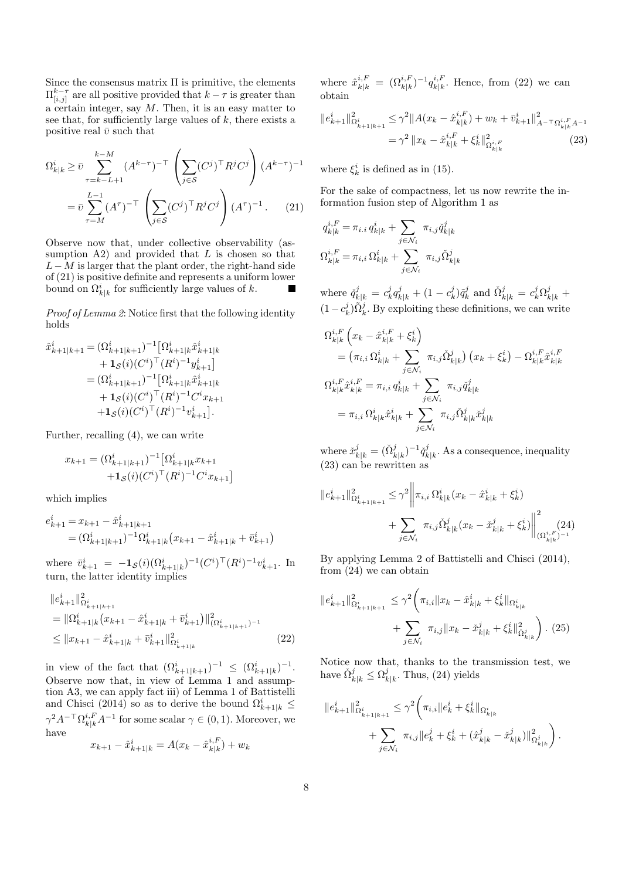Since the consensus matrix $\Pi$ is primitive, the elements $\Pi^{k-\tau}_{[i,j]}$ are all positive provided that $k-\tau$ is greater than a certain integer, say $M$. Then, it is an easy matter to see that, for sufficiently large values of $k$, there exists a positive real $\bar{\upsilon}$ such that

$$
\begin{aligned}
\Omega^i_{k|k} &\geq \bar{\upsilon} \sum_{\tau=k-L+1}^{k-M} (A^{k-\tau})^{-\top} \left( \sum_{j\in\mathcal{S}} (C^j)^\top R^j C^j \right) (A^{k-\tau})^{-1} \\
&= \bar{\upsilon} \sum_{\tau=M}^{L-1} (A^{\tau})^{-\top} \left( \sum_{j\in\mathcal{S}} (C^j)^\top R^j C^j \right) (A^{\tau})^{-1} . \qquad (21)
\end{aligned}
$$

Observe now that, under collective observability (assumption A2) and provided that $L$ is chosen so that $L-M$ is larger that the plant order, the right-hand side of (21) is positive definite and represents a uniform lower bound on $\Omega^i_{k|k}$ for sufficiently large values of $k$. ■

*Proof of Lemma 2*: Notice first that the following identity holds

$$
\begin{aligned}
\hat{x}^i_{k+1|k+1} &= (\Omega^i_{k+1|k+1})^{-1}\big[\Omega^i_{k+1|k}\hat{x}^i_{k+1|k} \\
&\quad + \mathbf{1}_{\mathcal{S}}(i)(C^i)^\top (R^i)^{-1} y^i_{k+1}\big] \\
&= (\Omega^i_{k+1|k+1})^{-1}\big[\Omega^i_{k+1|k}\hat{x}^i_{k+1|k} \\
&\quad + \mathbf{1}_{\mathcal{S}}(i)(C^i)^\top (R^i)^{-1} C^i x_{k+1} \\
&\quad + \mathbf{1}_{\mathcal{S}}(i)(C^i)^\top (R^i)^{-1} v^i_{k+1}\big].
\end{aligned}
$$

Further, recalling (4), we can write

$$
\begin{aligned}
x_{k+1} &= (\Omega^i_{k+1|k+1})^{-1}\big[\Omega^i_{k+1|k} x_{k+1} \\
&\quad + \mathbf{1}_{\mathcal{S}}(i)(C^i)^\top (R^i)^{-1} C^i x_{k+1}\big]
\end{aligned}
$$

which implies

$$
\begin{aligned}
e^i_{k+1} &= x_{k+1} - \hat{x}^i_{k+1|k+1} \\
&= (\Omega^i_{k+1|k+1})^{-1}\Omega^i_{k+1|k}\big(x_{k+1} - \hat{x}^i_{k+1|k} + \bar{v}^i_{k+1}\big)
\end{aligned}
$$

where $\bar{v}^i_{k+1} = -\mathbf{1}_{\mathcal{S}}(i)(\Omega^i_{k+1|k})^{-1}(C^i)^\top (R^i)^{-1} v^i_{k+1}$. In turn, the latter identity implies

$$
\begin{aligned}
&\|e^i_{k+1}\|^2_{\Omega^i_{k+1|k+1}} \\
&= \|\Omega^i_{k+1|k}\big(x_{k+1} - \hat{x}^i_{k+1|k} + \bar{v}^i_{k+1}\big)\|^2_{(\Omega^i_{k+1|k+1})^{-1}} \\
&\leq \|x_{k+1} - \hat{x}^i_{k+1|k} + \bar{v}^i_{k+1}\|^2_{\Omega^i_{k+1|k}} \qquad (22)
\end{aligned}
$$

in view of the fact that $(\Omega^i_{k+1|k+1})^{-1} \leq (\Omega^i_{k+1|k})^{-1}$. Observe now that, in view of Lemma 1 and assumption A3, we can apply fact iii) of Lemma 1 of Battistelli and Chisci (2014) so as to derive the bound $\Omega^i_{k+1|k} \leq \gamma^2 A^{-\top}\Omega^{i,F}_{k|k}A^{-1}$ for some scalar $\gamma \in (0,1)$. Moreover, we have

$$
x_{k+1} - \hat{x}^i_{k+1|k} = A(x_k - \hat{x}^{i,F}_{k|k}) + w_k
$$

where $\hat{x}^{i,F}_{k|k} = (\Omega^{i,F}_{k|k})^{-1} q^{i,F}_{k|k}$. Hence, from (22) we can obtain

$$
\begin{aligned}
\|e^i_{k+1}\|^2_{\Omega^i_{k+1|k+1}} &\leq \gamma^2 \|A(x_k - \hat{x}^{i,F}_{k|k}) + w_k + \bar{v}^i_{k+1}\|^2_{A^{-\top}\Omega^{i,F}_{k|k}A^{-1}} \\
&= \gamma^2 \|x_k - \hat{x}^{i,F}_{k|k} + \xi^i_k\|^2_{\Omega^{i,F}_{k|k}} \qquad (23)
\end{aligned}
$$

where $\xi^i_k$ is defined as in (15).

For the sake of compactness, let us now rewrite the information fusion step of Algorithm 1 as

$$
\begin{aligned}
q^{i,F}_{k|k} &= \pi_{i.i}\, q^i_{k|k} + \sum_{j\in\mathcal{N}_i} \pi_{i,j}\check{q}^j_{k|k} \\
\Omega^{i,F}_{k|k} &= \pi_{i,i}\, \Omega^i_{k|k} + \sum_{j\in\mathcal{N}_i} \pi_{i,j}\check{\Omega}^j_{k|k}
\end{aligned}
$$

where $\check{q}^j_{k|k} = c^j_k q^j_{k|k} + (1-c^j_k)\tilde{q}^j_k$ and $\check{\Omega}^j_{k|k} = c^j_k \Omega^j_{k|k} + (1-c^j_k)\tilde{\Omega}^j_k$. By exploiting these definitions, we can write

$$
\begin{aligned}
&\Omega^{i,F}_{k|k}\left(x_k - \hat{x}^{i,F}_{k|k} + \xi^i_k\right) \\
&\quad = \big(\pi_{i,i}\,\Omega^i_{k|k} + \sum_{j\in\mathcal{N}_i} \pi_{i,j}\check{\Omega}^j_{k|k}\big)\left(x_k + \xi^i_k\right) - \Omega^{i,F}_{k|k}\hat{x}^{i,F}_{k|k} \\
&\Omega^{i,F}_{k|k}\hat{x}^{i,F}_{k|k} = \pi_{i,i}\, q^i_{k|k} + \sum_{j\in\mathcal{N}_i} \pi_{i,j}\check{q}^j_{k|k} \\
&\quad = \pi_{i,i}\,\Omega^i_{k|k}\hat{x}^i_{k|k} + \sum_{j\in\mathcal{N}_i} \pi_{i,j}\check{\Omega}^j_{k|k}\check{x}^j_{k|k}
\end{aligned}
$$

where $\check{x}^j_{k|k} = (\check{\Omega}^j_{k|k})^{-1}\check{q}^j_{k|k}$. As a consequence, inequality (23) can be rewritten as

$$
\begin{aligned}
\|e^i_{k+1}\|^2_{\Omega^i_{k+1|k+1}} &\leq \gamma^2 \bigg\| \pi_{i,i}\,\Omega^i_{k|k}(x_k - \hat{x}^i_{k|k} + \xi^i_k) \\
&\quad + \sum_{j\in\mathcal{N}_i} \pi_{i,j}\check{\Omega}^j_{k|k}(x_k - \check{x}^j_{k|k} + \xi^i_k) \bigg\|^2_{(\Omega^{i,F}_{k|k})^{-1}} \qquad (24)
\end{aligned}
$$

By applying Lemma 2 of Battistelli and Chisci (2014), from (24) we can obtain

$$
\begin{aligned}
\|e^i_{k+1}\|^2_{\Omega^i_{k+1|k+1}} &\leq \gamma^2 \bigg( \pi_{i,i}\|x_k - \hat{x}^i_{k|k} + \xi^i_k\|_{\Omega^i_{k|k}} \\
&\quad + \sum_{j\in\mathcal{N}_i} \pi_{i,j}\|x_k - \check{x}^j_{k|k} + \xi^i_k\|^2_{\check{\Omega}^j_{k|k}} \bigg) . \qquad (25)
\end{aligned}
$$

Notice now that, thanks to the transmission test, we have $\check{\Omega}^j_{k|k} \leq \Omega^j_{k|k}$. Thus, (24) yields

$$
\begin{aligned}
\|e^i_{k+1}\|^2_{\Omega^i_{k+1|k+1}} &\leq \gamma^2 \bigg( \pi_{i,i}\|e^i_k + \xi^i_k\|_{\Omega^i_{k|k}} \\
&\quad + \sum_{j\in\mathcal{N}_i} \pi_{i,j}\|e^j_k + \xi^i_k + (\hat{x}^j_{k|k} - \check{x}^j_{k|k})\|^2_{\Omega^j_{k|k}} \bigg) .
\end{aligned}
$$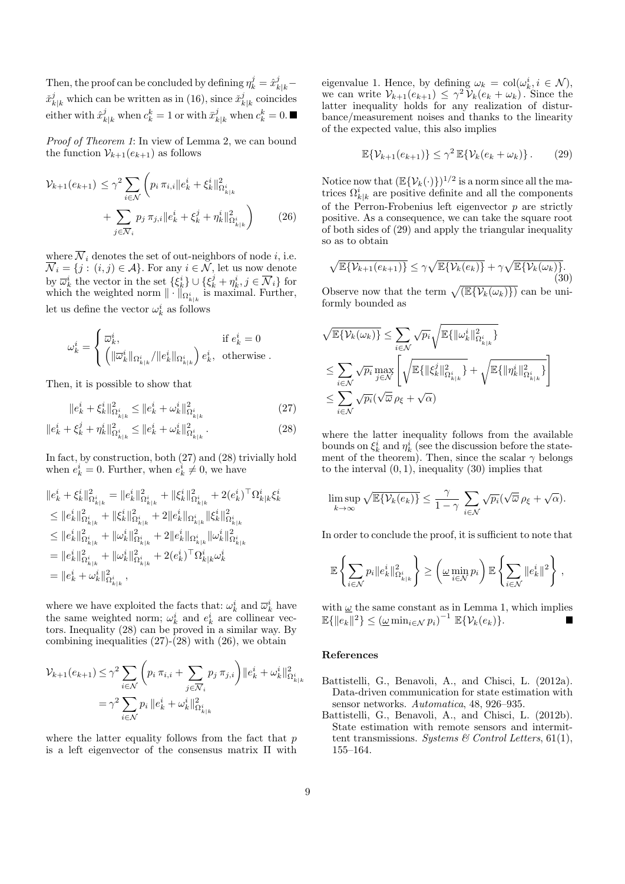Then, the proof can be concluded by defining $\eta_k^j = \hat{x}_{k|k}^j - \check{x}_{k|k}^j$ which can be written as in (16), since $\check{x}_{k|k}^j$ coincides either with $\hat{x}_{k|k}^j$ when $c_k^k = 1$ or with $\bar{x}_{k|k}^j$ when $c_k^k = 0$. ■

*Proof of Theorem 1*: In view of Lemma 2, we can bound the function $\mathcal{V}_{k+1}(e_{k+1})$ as follows

$$
\begin{aligned}
\mathcal{V}_{k+1}(e_{k+1}) \leq \gamma^2 \sum_{i\in\mathcal{N}} \Bigg( & p_i \, \pi_{i,i} \| e_k^i + \xi_k^i \|^2_{\Omega^i_{k|k}} \\
& + \sum_{j \in \overline{\mathcal{N}}_i} p_j \, \pi_{j,i} \| e_k^i + \xi_k^j + \eta_k^i \|^2_{\Omega^i_{k|k}} \Bigg)
\end{aligned} \tag{26}
$$

where $\overline{\mathcal{N}}_i$ denotes the set of out-neighbors of node $i$, i.e. $\overline{\mathcal{N}}_i = \{ j : (i,j) \in \mathcal{A} \}$. For any $i \in \mathcal{N}$, let us now denote by $\varpi_k^i$ the vector in the set $\{\xi_k^i\} \cup \{\xi_k^j + \eta_k^i, j \in \overline{\mathcal{N}}_i\}$ for which the weighted norm $\| \cdot \|_{\Omega^i_{k|k}}$ is maximal. Further, let us define the vector $\omega_k^i$ as follows

$$
\omega_k^i = \begin{cases} \varpi_k^i, & \text{if } e_k^i = 0 \\ \left( \| \varpi_k^i \|_{\Omega^i_{k|k}} / \| e_k^i \|_{\Omega^i_{k|k}} \right) e_k^i, & \text{otherwise} . \end{cases}
$$

Then, it is possible to show that

$$
\| e_k^i + \xi_k^i \|^2_{\Omega^i_{k|k}} \leq \| e_k^i + \omega_k^i \|^2_{\Omega^i_{k|k}} \tag{27}
$$

$$
\| e_k^i + \xi_k^j + \eta_k^i \|^2_{\Omega^i_{k|k}} \leq \| e_k^i + \omega_k^i \|^2_{\Omega^i_{k|k}} . \tag{28}
$$

In fact, by construction, both (27) and (28) trivially hold when $e_k^i = 0$. Further, when $e_k^i \neq 0$, we have

$$
\begin{aligned}
& \| e_k^i + \xi_k^i \|^2_{\Omega^i_{k|k}} = \| e_k^i \|^2_{\Omega^i_{k|k}} + \| \xi_k^i \|^2_{\Omega^i_{k|k}} + 2 (e_k^i)^\top \Omega^i_{k|k} \xi_k^i \\
& \leq \| e_k^i \|^2_{\Omega^i_{k|k}} + \| \xi_k^i \|^2_{\Omega^i_{k|k}} + 2 \| e_k^i \|_{\Omega^i_{k|k}} \| \xi_k^i \|^2_{\Omega^i_{k|k}} \\
& \leq \| e_k^i \|^2_{\Omega^i_{k|k}} + \| \omega_k^i \|^2_{\Omega^i_{k|k}} + 2 \| e_k^i \|_{\Omega^i_{k|k}} \| \omega_k^i \|^2_{\Omega^i_{k|k}} \\
& = \| e_k^i \|^2_{\Omega^i_{k|k}} + \| \omega_k^i \|^2_{\Omega^i_{k|k}} + 2 (e_k^i)^\top \Omega^i_{k|k} \omega_k^i \\
& = \| e_k^i + \omega_k^i \|^2_{\Omega^i_{k|k}} ,
\end{aligned}
$$

where we have exploited the facts that: $\omega_k^i$ and $\varpi_k^i$ have the same weighted norm; $\omega_k^i$ and $e_k^i$ are collinear vectors. Inequality (28) can be proved in a similar way. By combining inequalities (27)-(28) with (26), we obtain

$$
\begin{aligned}
\mathcal{V}_{k+1}(e_{k+1}) & \leq \gamma^2 \sum_{i \in \mathcal{N}} \Bigg( p_i \, \pi_{i,i} + \sum_{j \in \overline{\mathcal{N}}_i} p_j \, \pi_{j,i} \Bigg) \| e_k^i + \omega_k^i \|^2_{\Omega^i_{k|k}} \\
& = \gamma^2 \sum_{i \in \mathcal{N}} p_i \, \| e_k^i + \omega_k^i \|^2_{\Omega^i_{k|k}}
\end{aligned}
$$

where the latter equality follows from the fact that $p$ is a left eigenvector of the consensus matrix $\Pi$ with eigenvalue 1. Hence, by defining $\omega_k = \mathrm{col}(\omega_k^i, i \in \mathcal{N})$, we can write $\mathcal{V}_{k+1}(e_{k+1}) \leq \gamma^2 \, \mathcal{V}_k(e_k + \omega_k)$. Since the latter inequality holds for any realization of disturbance/measurement noises and thanks to the linearity of the expected value, this also implies

$$
\mathbb{E}\{ \mathcal{V}_{k+1}(e_{k+1}) \} \leq \gamma^2 \, \mathbb{E}\{ \mathcal{V}_k(e_k + \omega_k) \} . \tag{29}
$$

Notice now that $(\mathbb{E}\{\mathcal{V}_k(\cdot)\})^{1/2}$ is a norm since all the matrices $\Omega^i_{k|k}$ are positive definite and all the components of the Perron-Frobenius left eigenvector $p$ are strictly positive. As a consequence, we can take the square root of both sides of (29) and apply the triangular inequality so as to obtain

$$
\sqrt{\mathbb{E}\{ \mathcal{V}_{k+1}(e_{k+1}) \}} \leq \gamma \sqrt{\mathbb{E}\{ \mathcal{V}_k(e_k) \}} + \gamma \sqrt{\mathbb{E}\{ \mathcal{V}_k(\omega_k) \}} . \tag{30}
$$

Observe now that the term $\sqrt{(\mathbb{E}\{\mathcal{V}_k(\omega_k)\})}$ can be uniformly bounded as

$$
\begin{aligned}
& \sqrt{\mathbb{E}\{ \mathcal{V}_k(\omega_k) \}} \leq \sum_{i \in \mathcal{N}} \sqrt{p_i} \sqrt{\mathbb{E}\{ \| \omega_k^i \|^2_{\Omega^i_{k|k}} \}} \\
& \leq \sum_{i \in \mathcal{N}} \sqrt{p_i} \max_{j \in \mathcal{N}} \left[ \sqrt{\mathbb{E}\{ \| \xi_k^j \|^2_{\Omega^i_{k|k}} \}} + \sqrt{\mathbb{E}\{ \| \eta_k^i \|^2_{\Omega^i_{k|k}} \}} \right] \\
& \leq \sum_{i \in \mathcal{N}} \sqrt{p_i} ( \sqrt{\overline{\omega}} \, \rho_\xi + \sqrt{\alpha} )
\end{aligned}
$$

where the latter inequality follows from the available bounds on $\xi_k^i$ and $\eta_k^i$ (see the discussion before the statement of the theorem). Then, since the scalar $\gamma$ belongs to the interval $(0,1)$, inequality (30) implies that

$$
\limsup_{k \to \infty} \sqrt{\mathbb{E}\{ \mathcal{V}_k(e_k) \}} \leq \frac{\gamma}{1-\gamma} \sum_{i \in \mathcal{N}} \sqrt{p_i} ( \sqrt{\overline{\omega}} \, \rho_\xi + \sqrt{\alpha} ).
$$

In order to conclude the proof, it is sufficient to note that

$$
\mathbb{E} \left\{ \sum_{i \in \mathcal{N}} p_i \| e_k^i \|^2_{\Omega^i_{k|k}} \right\} \geq \left( \underline{\omega} \min_{i \in \mathcal{N}} p_i \right) \mathbb{E} \left\{ \sum_{i \in \mathcal{N}} \| e_k^i \|^2 \right\} ,
$$

with $\underline{\omega}$ the same constant as in Lemma 1, which implies $\mathbb{E}\{ \| e_k \|^2 \} \leq \left( \underline{\omega} \min_{i \in \mathcal{N}} p_i \right)^{-1} \mathbb{E}\{ \mathcal{V}_k(e_k) \}$. ■

## References

Battistelli, G., Benavoli, A., and Chisci, L. (2012a). Data-driven communication for state estimation with sensor networks. *Automatica*, 48, 926–935.

Battistelli, G., Benavoli, A., and Chisci, L. (2012b). State estimation with remote sensors and intermittent transmissions. *Systems & Control Letters*, 61(1), 155–164.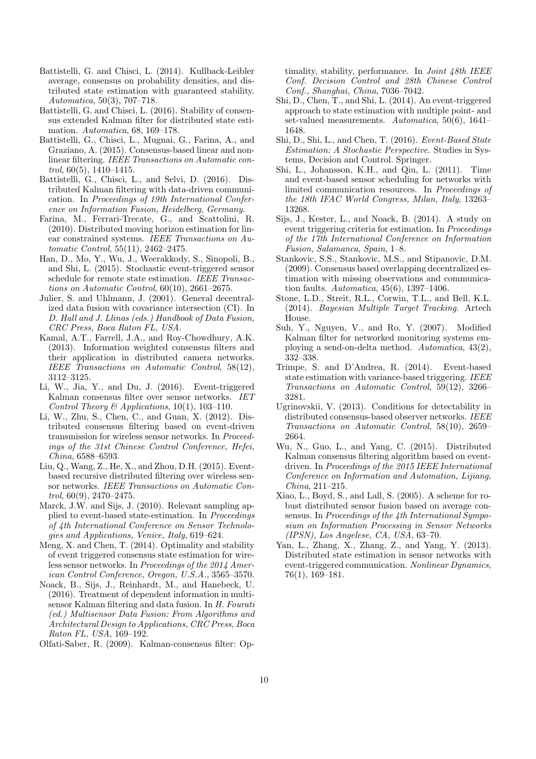Battistelli, G. and Chisci, L. (2014). Kullback-Leibler average, consensus on probability densities, and distributed state estimation with guaranteed stability. *Automatica*, 50(3), 707–718.

Battistelli, G. and Chisci, L. (2016). Stability of consensus extended Kalman filter for distributed state estimation. *Automatica*, 68, 169–178.

Battistelli, G., Chisci, L., Mugnai, G., Farina, A., and Graziano, A. (2015). Consensus-based linear and nonlinear filtering. *IEEE Transactions on Automatic control*, 60(5), 1410–1415.

Battistelli, G., Chisci, L., and Selvi, D. (2016). Distributed Kalman filtering with data-driven communication. In *Proceedings of 19th International Conference on Information Fusion, Heidelberg, Germany*.

Farina, M., Ferrari-Trecate, G., and Scattolini, R. (2010). Distributed moving horizon estimation for linear constrained systems. *IEEE Transactions on Automatic Control*, 55(11), 2462–2475.

Han, D., Mo, Y., Wu, J., Weerakkody, S., Sinopoli, B., and Shi, L. (2015). Stochastic event-triggered sensor schedule for remote state estimation. *IEEE Transactions on Automatic Control*, 60(10), 2661–2675.

Julier, S. and Uhlmann, J. (2001). General decentralized data fusion with covariance intersection (CI). In *D. Hall and J. Llinas (eds.) Handbook of Data Fusion, CRC Press, Boca Raton FL, USA*.

Kamal, A.T., Farrell, J.A., and Roy-Chowdhury, A.K. (2013). Information weighted consensus filters and their application in distributed camera networks. *IEEE Transactions on Automatic Control*, 58(12), 3112–3125.

Li, W., Jia, Y., and Du, J. (2016). Event-triggered Kalman consensus filter over sensor networks. *IET Control Theory & Applications*, 10(1), 103–110.

Li, W., Zhu, S., Chen, C., and Guan, X. (2012). Distributed consensus filtering based on event-driven transmission for wireless sensor networks. In *Proceedings of the 31st Chinese Control Conference, Hefei, China*, 6588–6593.

Liu, Q., Wang, Z., He, X., and Zhou, D.H. (2015). Event-based recursive distributed filtering over wireless sensor networks. *IEEE Transactions on Automatic Control*, 60(9), 2470–2475.

Marck, J.W. and Sijs, J. (2010). Relevant sampling applied to event-based state-estimation. In *Proceedings of 4th International Conference on Sensor Technologies and Applications, Venice, Italy*, 619–624.

Meng, X. and Chen, T. (2014). Optimality and stability of event triggered consensus state estimation for wireless sensor networks. In *Proceedings of the 2014 American Control Conference, Oregon, U.S.A.*, 3565–3570.

Noack, B., Sijs, J., Reinhardt, M., and Hanebeck, U. (2016). Treatment of dependent information in multisensor Kalman filtering and data fusion. In *H. Fourati (ed.) Multisensor Data Fusion: From Algorithms and Architectural Design to Applications, CRC Press, Boca Raton FL, USA*, 169–192.

Olfati-Saber, R. (2009). Kalman-consensus filter: Optimality, stability, performance. In *Joint 48th IEEE Conf. Decision Control and 28th Chinese Control Conf., Shanghai, China*, 7036–7042.

Shi, D., Chen, T., and Shi, L. (2014). An event-triggered approach to state estimation with multiple point- and set-valued measurements. *Automatica*, 50(6), 1641–1648.

Shi, D., Shi, L., and Chen, T. (2016). *Event-Based State Estimation: A Stochastic Perspective*. Studies in Systems, Decision and Control. Springer.

Shi, L., Johansson, K.H., and Qiu, L. (2011). Time and event-based sensor scheduling for networks with limited communication resources. In *Proceedings of the 18th IFAC World Congress, Milan, Italy*, 13263–13268.

Sijs, J., Kester, L., and Noack, B. (2014). A study on event triggering criteria for estimation. In *Proceedings of the 17th International Conference on Information Fusion, Salamanca, Spain*, 1–8.

Stankovic, S.S., Stankovic, M.S., and Stipanovic, D.M. (2009). Consensus based overlapping decentralized estimation with missing observations and communication faults. *Automatica*, 45(6), 1397–1406.

Stone, L.D., Streit, R.L., Corwin, T.L., and Bell, K.L. (2014). *Bayesian Multiple Target Tracking*. Artech House.

Suh, Y., Nguyen, V., and Ro, Y. (2007). Modified Kalman filter for networked monitoring systems employing a send-on-delta method. *Automatica*, 43(2), 332–338.

Trimpe, S. and D'Andrea, R. (2014). Event-based state estimation with variance-based triggering. *IEEE Transactions on Automatic Control*, 59(12), 3266–3281.

Ugrinovskii, V. (2013). Conditions for detectability in distributed consensus-based observer networks. *IEEE Transactions on Automatic Control*, 58(10), 2659–2664.

Wu, N., Guo, L., and Yang, C. (2015). Distributed Kalman consensus filtering algorithm based on event-driven. In *Proceedings of the 2015 IEEE International Conference on Information and Automation, Lijiang, China*, 211–215.

Xiao, L., Boyd, S., and Lall, S. (2005). A scheme for robust distributed sensor fusion based on average consensus. In *Proceedings of the 4th International Symposium on Information Processing in Sensor Networks (IPSN), Los Angelese, CA, USA*, 63–70.

Yan, L., Zhang, X., Zhang, Z., and Yang, Y. (2013). Distributed state estimation in sensor networks with event-triggered communication. *Nonlinear Dynamics*, 76(1), 169–181.